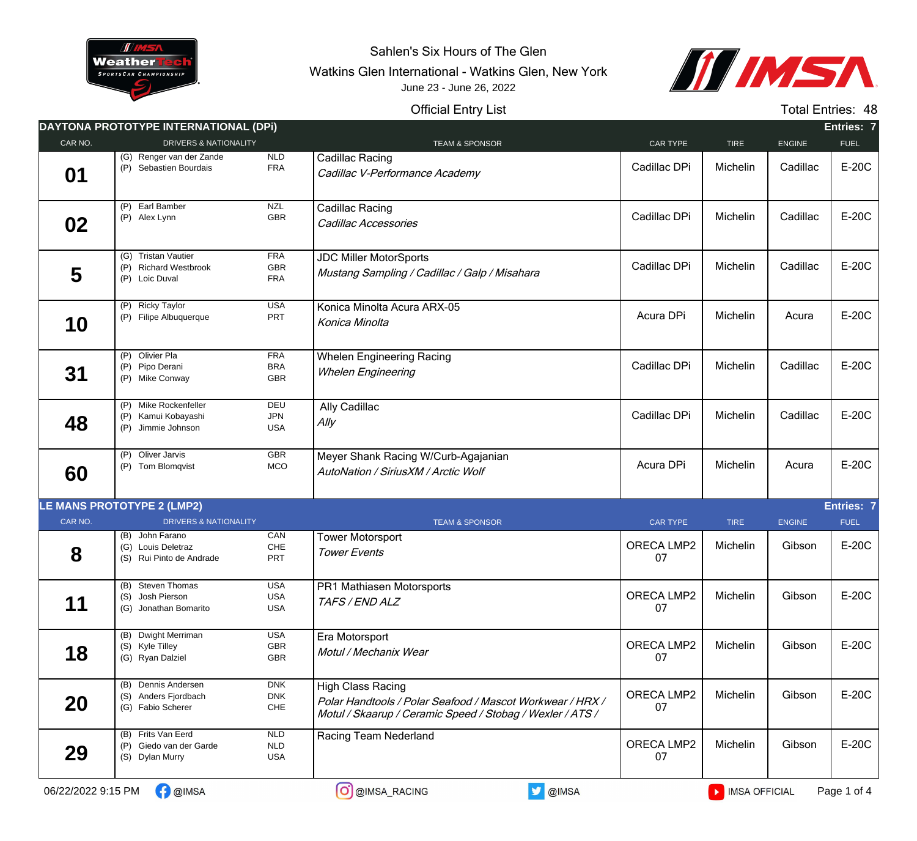Sahlen's Six Hours of The Glen

Watkins Glen International - Watkins Glen, New York

June 23 - June 26, 2022

Official Entry List

Total Entries: 48

## DAYTONA PROTOTYPE INTERNATIONAL (DPi)

Entries: 7

| CAR NO. | DRIVERS & NATIONALITY | TEAM & SPONSOR | CAR TYPE | TIRE | ENGINE | FUEL |
|---|---|---|---|---|---|---|
| 01 | (G) Renger van der Zande NLD<br>(P) Sebastien Bourdais FRA | Cadillac Racing<br>*Cadillac V-Performance Academy* | Cadillac DPi | Michelin | Cadillac | E-20C |
| 02 | (P) Earl Bamber NZL<br>(P) Alex Lynn GBR | Cadillac Racing<br>*Cadillac Accessories* | Cadillac DPi | Michelin | Cadillac | E-20C |
| 5 | (G) Tristan Vautier FRA<br>(P) Richard Westbrook GBR<br>(P) Loic Duval FRA | JDC Miller MotorSports<br>*Mustang Sampling / Cadillac / Galp / Misahara* | Cadillac DPi | Michelin | Cadillac | E-20C |
| 10 | (P) Ricky Taylor USA<br>(P) Filipe Albuquerque PRT | Konica Minolta Acura ARX-05<br>*Konica Minolta* | Acura DPi | Michelin | Acura | E-20C |
| 31 | (P) Olivier Pla FRA<br>(P) Pipo Derani BRA<br>(P) Mike Conway GBR | Whelen Engineering Racing<br>*Whelen Engineering* | Cadillac DPi | Michelin | Cadillac | E-20C |
| 48 | (P) Mike Rockenfeller DEU<br>(P) Kamui Kobayashi JPN<br>(P) Jimmie Johnson USA | Ally Cadillac<br>*Ally* | Cadillac DPi | Michelin | Cadillac | E-20C |
| 60 | (P) Oliver Jarvis GBR<br>(P) Tom Blomqvist MCO | Meyer Shank Racing W/Curb-Agajanian<br>*AutoNation / SiriusXM / Arctic Wolf* | Acura DPi | Michelin | Acura | E-20C |

## LE MANS PROTOTYPE 2 (LMP2)

Entries: 7

| CAR NO. | DRIVERS & NATIONALITY | TEAM & SPONSOR | CAR TYPE | TIRE | ENGINE | FUEL |
|---|---|---|---|---|---|---|
| 8 | (B) John Farano CAN<br>(G) Louis Deletraz CHE<br>(S) Rui Pinto de Andrade PRT | Tower Motorsport<br>*Tower Events* | ORECA LMP2 07 | Michelin | Gibson | E-20C |
| 11 | (B) Steven Thomas USA<br>(S) Josh Pierson USA<br>(G) Jonathan Bomarito USA | PR1 Mathiasen Motorsports<br>*TAFS / END ALZ* | ORECA LMP2 07 | Michelin | Gibson | E-20C |
| 18 | (B) Dwight Merriman USA<br>(S) Kyle Tilley GBR<br>(G) Ryan Dalziel GBR | Era Motorsport<br>*Motul / Mechanix Wear* | ORECA LMP2 07 | Michelin | Gibson | E-20C |
| 20 | (B) Dennis Andersen DNK<br>(S) Anders Fjordbach DNK<br>(G) Fabio Scherer CHE | High Class Racing<br>*Polar Handtools / Polar Seafood / Mascot Workwear / HRX / Motul / Skaarup / Ceramic Speed / Stobag / Wexler / ATS /* | ORECA LMP2 07 | Michelin | Gibson | E-20C |
| 29 | (B) Frits Van Eerd NLD<br>(P) Giedo van der Garde NLD<br>(S) Dylan Murry USA | Racing Team Nederland | ORECA LMP2 07 | Michelin | Gibson | E-20C |

06/22/2022 9:15 PM · @IMSA · @IMSA_RACING · @IMSA · IMSA OFFICIAL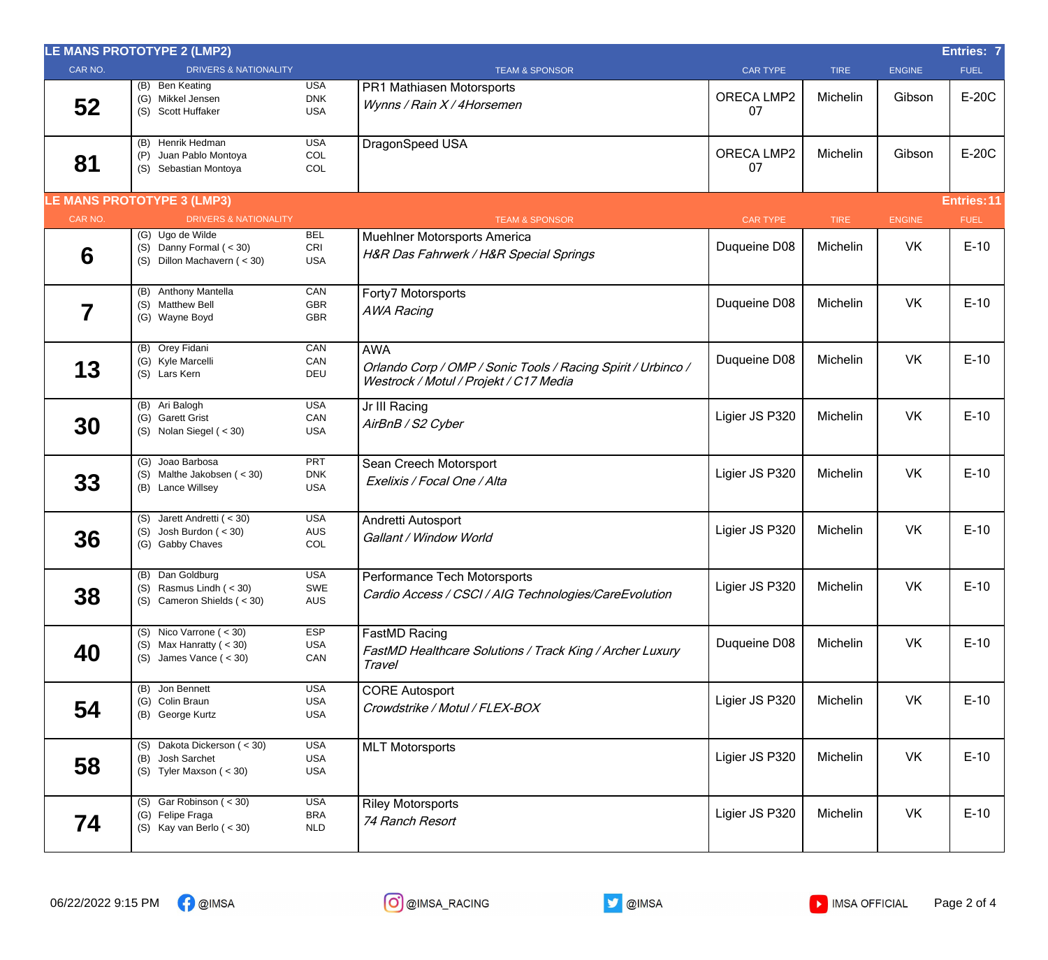## LE MANS PROTOTYPE 2 (LMP2)

**Entries: 7**

| CAR NO. | DRIVERS & NATIONALITY | TEAM & SPONSOR | CAR TYPE | TIRE | ENGINE | FUEL |
|---|---|---|---|---|---|---|
| 52 | (B) Ben Keating USA<br>(G) Mikkel Jensen DNK<br>(S) Scott Huffaker USA | PR1 Mathiasen Motorsports<br>*Wynns / Rain X / 4Horsemen* | ORECA LMP2 07 | Michelin | Gibson | E-20C |
| 81 | (B) Henrik Hedman USA<br>(P) Juan Pablo Montoya COL<br>(S) Sebastian Montoya COL | DragonSpeed USA | ORECA LMP2 07 | Michelin | Gibson | E-20C |

## LE MANS PROTOTYPE 3 (LMP3)

**Entries: 11**

| CAR NO. | DRIVERS & NATIONALITY | TEAM & SPONSOR | CAR TYPE | TIRE | ENGINE | FUEL |
|---|---|---|---|---|---|---|
| 6 | (G) Ugo de Wilde BEL<br>(S) Danny Formal ( < 30) CRI<br>(S) Dillon Machavern ( < 30) USA | Muehlner Motorsports America<br>*H&R Das Fahrwerk / H&R Special Springs* | Duqueine D08 | Michelin | VK | E-10 |
| 7 | (B) Anthony Mantella CAN<br>(S) Matthew Bell GBR<br>(G) Wayne Boyd GBR | Forty7 Motorsports<br>*AWA Racing* | Duqueine D08 | Michelin | VK | E-10 |
| 13 | (B) Orey Fidani CAN<br>(G) Kyle Marcelli CAN<br>(S) Lars Kern DEU | AWA<br>*Orlando Corp / OMP / Sonic Tools / Racing Spirit / Urbinco / Westrock / Motul / Projekt / C17 Media* | Duqueine D08 | Michelin | VK | E-10 |
| 30 | (B) Ari Balogh USA<br>(G) Garett Grist CAN<br>(S) Nolan Siegel ( < 30) USA | Jr III Racing<br>*AirBnB / S2 Cyber* | Ligier JS P320 | Michelin | VK | E-10 |
| 33 | (G) Joao Barbosa PRT<br>(S) Malthe Jakobsen ( < 30) DNK<br>(B) Lance Willsey USA | Sean Creech Motorsport<br>*Exelixis / Focal One / Alta* | Ligier JS P320 | Michelin | VK | E-10 |
| 36 | (S) Jarett Andretti ( < 30) USA<br>(S) Josh Burdon ( < 30) AUS<br>(G) Gabby Chaves COL | Andretti Autosport<br>*Gallant / Window World* | Ligier JS P320 | Michelin | VK | E-10 |
| 38 | (B) Dan Goldburg USA<br>(S) Rasmus Lindh ( < 30) SWE<br>(S) Cameron Shields ( < 30) AUS | Performance Tech Motorsports<br>*Cardio Access / CSCI / AIG Technologies/CareEvolution* | Ligier JS P320 | Michelin | VK | E-10 |
| 40 | (S) Nico Varrone ( < 30) ESP<br>(S) Max Hanratty ( < 30) USA<br>(S) James Vance ( < 30) CAN | FastMD Racing<br>*FastMD Healthcare Solutions / Track King / Archer Luxury Travel* | Duqueine D08 | Michelin | VK | E-10 |
| 54 | (B) Jon Bennett USA<br>(G) Colin Braun USA<br>(B) George Kurtz USA | CORE Autosport<br>*Crowdstrike / Motul / FLEX-BOX* | Ligier JS P320 | Michelin | VK | E-10 |
| 58 | (S) Dakota Dickerson ( < 30) USA<br>(B) Josh Sarchet USA<br>(S) Tyler Maxson ( < 30) USA | MLT Motorsports | Ligier JS P320 | Michelin | VK | E-10 |
| 74 | (S) Gar Robinson ( < 30) USA<br>(G) Felipe Fraga BRA<br>(S) Kay van Berlo ( < 30) NLD | Riley Motorsports<br>*74 Ranch Resort* | Ligier JS P320 | Michelin | VK | E-10 |

06/22/2022 9:15 PM @IMSA @IMSA_RACING @IMSA IMSA OFFICIAL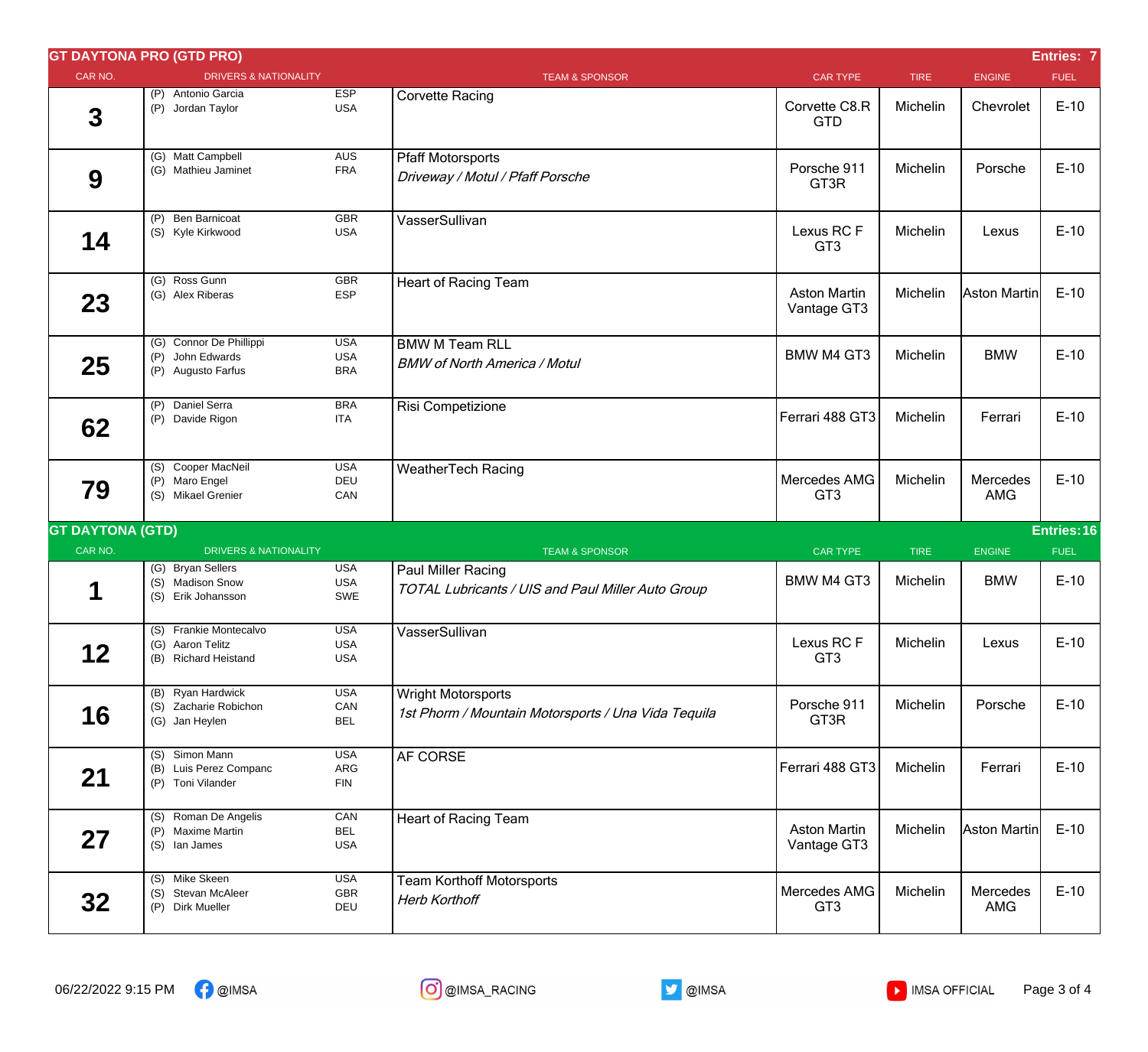## GT DAYTONA PRO (GTD PRO)

Entries: 7

| CAR NO. | DRIVERS & NATIONALITY | | TEAM & SPONSOR | CAR TYPE | TIRE | ENGINE | FUEL |
|---|---|---|---|---|---|---|---|
| 3 | (P) Antonio Garcia<br>(P) Jordan Taylor | ESP<br>USA | Corvette Racing | Corvette C8.R GTD | Michelin | Chevrolet | E-10 |
| 9 | (G) Matt Campbell<br>(G) Mathieu Jaminet | AUS<br>FRA | Pfaff Motorsports<br>*Driveway / Motul / Pfaff Porsche* | Porsche 911 GT3R | Michelin | Porsche | E-10 |
| 14 | (P) Ben Barnicoat<br>(S) Kyle Kirkwood | GBR<br>USA | VasserSullivan | Lexus RC F GT3 | Michelin | Lexus | E-10 |
| 23 | (G) Ross Gunn<br>(G) Alex Riberas | GBR<br>ESP | Heart of Racing Team | Aston Martin Vantage GT3 | Michelin | Aston Martin | E-10 |
| 25 | (G) Connor De Phillippi<br>(P) John Edwards<br>(P) Augusto Farfus | USA<br>USA<br>BRA | BMW M Team RLL<br>*BMW of North America / Motul* | BMW M4 GT3 | Michelin | BMW | E-10 |
| 62 | (P) Daniel Serra<br>(P) Davide Rigon | BRA<br>ITA | Risi Competizione | Ferrari 488 GT3 | Michelin | Ferrari | E-10 |
| 79 | (S) Cooper MacNeil<br>(P) Maro Engel<br>(S) Mikael Grenier | USA<br>DEU<br>CAN | WeatherTech Racing | Mercedes AMG GT3 | Michelin | Mercedes AMG | E-10 |

## GT DAYTONA (GTD)

Entries: 16

| CAR NO. | DRIVERS & NATIONALITY | | TEAM & SPONSOR | CAR TYPE | TIRE | ENGINE | FUEL |
|---|---|---|---|---|---|---|---|
| 1 | (G) Bryan Sellers<br>(S) Madison Snow<br>(S) Erik Johansson | USA<br>USA<br>SWE | Paul Miller Racing<br>*TOTAL Lubricants / UIS and Paul Miller Auto Group* | BMW M4 GT3 | Michelin | BMW | E-10 |
| 12 | (S) Frankie Montecalvo<br>(G) Aaron Telitz<br>(B) Richard Heistand | USA<br>USA<br>USA | VasserSullivan | Lexus RC F GT3 | Michelin | Lexus | E-10 |
| 16 | (B) Ryan Hardwick<br>(S) Zacharie Robichon<br>(G) Jan Heylen | USA<br>CAN<br>BEL | Wright Motorsports<br>*1st Phorm / Mountain Motorsports / Una Vida Tequila* | Porsche 911 GT3R | Michelin | Porsche | E-10 |
| 21 | (S) Simon Mann<br>(B) Luis Perez Companc<br>(P) Toni Vilander | USA<br>ARG<br>FIN | AF CORSE | Ferrari 488 GT3 | Michelin | Ferrari | E-10 |
| 27 | (S) Roman De Angelis<br>(P) Maxime Martin<br>(S) Ian James | CAN<br>BEL<br>USA | Heart of Racing Team | Aston Martin Vantage GT3 | Michelin | Aston Martin | E-10 |
| 32 | (S) Mike Skeen<br>(S) Stevan McAleer<br>(P) Dirk Mueller | USA<br>GBR<br>DEU | Team Korthoff Motorsports<br>*Herb Korthoff* | Mercedes AMG GT3 | Michelin | Mercedes AMG | E-10 |

06/22/2022 9:15 PM @IMSA @IMSA_RACING @IMSA IMSA OFFICIAL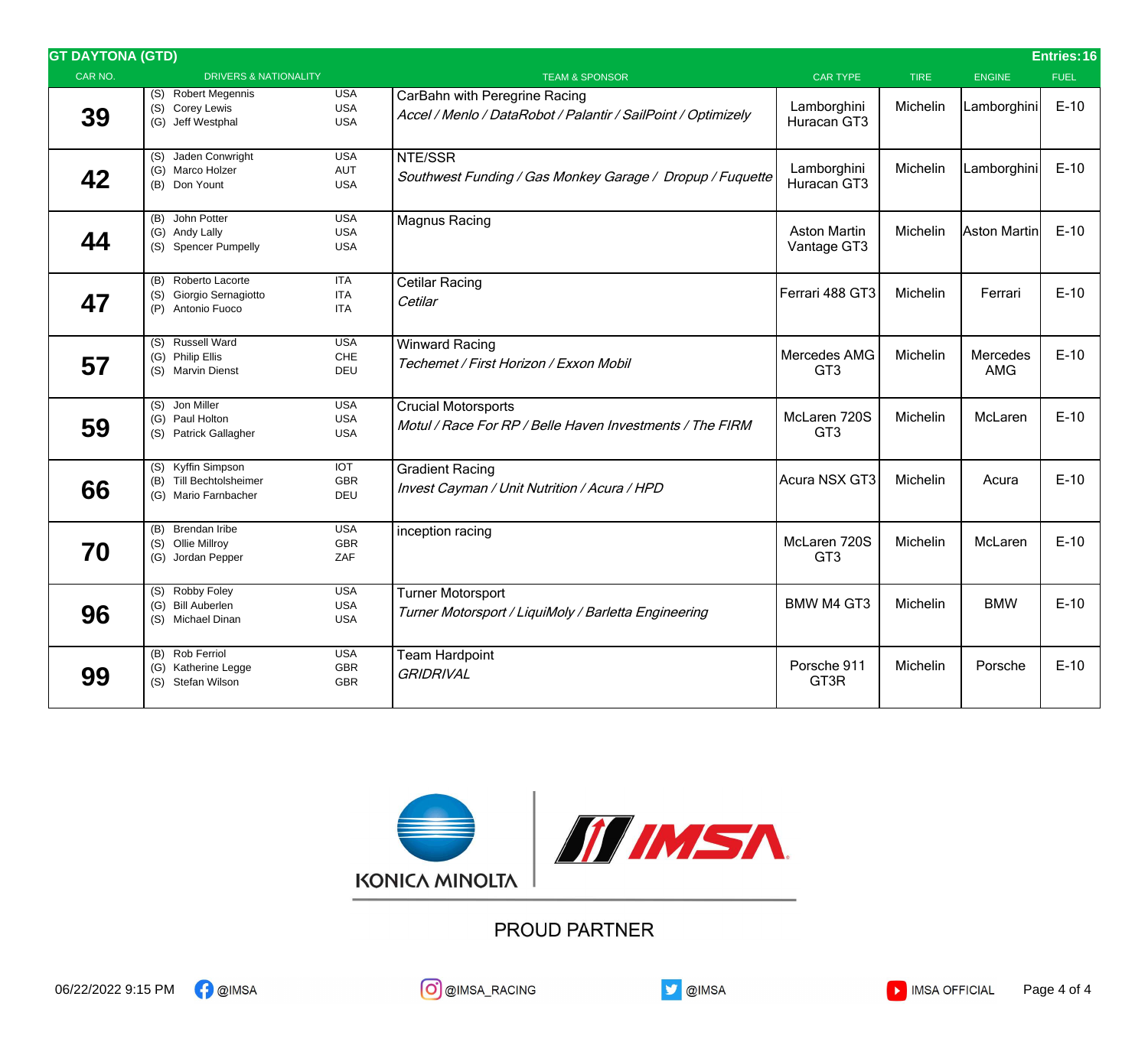## GT DAYTONA (GTD)

Entries: 16

| CAR NO. | DRIVERS & NATIONALITY | TEAM & SPONSOR | CAR TYPE | TIRE | ENGINE | FUEL |
|---|---|---|---|---|---|---|
| 39 | (S) Robert Megennis USA<br>(S) Corey Lewis USA<br>(G) Jeff Westphal USA | CarBahn with Peregrine Racing<br>*Accel / Menlo / DataRobot / Palantir / SailPoint / Optimizely* | Lamborghini Huracan GT3 | Michelin | Lamborghini | E-10 |
| 42 | (S) Jaden Conwright USA<br>(G) Marco Holzer AUT<br>(B) Don Yount USA | NTE/SSR<br>*Southwest Funding / Gas Monkey Garage / Dropup / Fuquette* | Lamborghini Huracan GT3 | Michelin | Lamborghini | E-10 |
| 44 | (B) John Potter USA<br>(G) Andy Lally USA<br>(S) Spencer Pumpelly USA | Magnus Racing | Aston Martin Vantage GT3 | Michelin | Aston Martin | E-10 |
| 47 | (B) Roberto Lacorte ITA<br>(S) Giorgio Sernagiotto ITA<br>(P) Antonio Fuoco ITA | Cetilar Racing<br>*Cetilar* | Ferrari 488 GT3 | Michelin | Ferrari | E-10 |
| 57 | (S) Russell Ward USA<br>(G) Philip Ellis CHE<br>(S) Marvin Dienst DEU | Winward Racing<br>*Techemet / First Horizon / Exxon Mobil* | Mercedes AMG GT3 | Michelin | Mercedes AMG | E-10 |
| 59 | (S) Jon Miller USA<br>(G) Paul Holton USA<br>(S) Patrick Gallagher USA | Crucial Motorsports<br>*Motul / Race For RP / Belle Haven Investments / The FIRM* | McLaren 720S GT3 | Michelin | McLaren | E-10 |
| 66 | (S) Kyffin Simpson IOT<br>(B) Till Bechtolsheimer GBR<br>(G) Mario Farnbacher DEU | Gradient Racing<br>*Invest Cayman / Unit Nutrition / Acura / HPD* | Acura NSX GT3 | Michelin | Acura | E-10 |
| 70 | (B) Brendan Iribe USA<br>(S) Ollie Millroy GBR<br>(G) Jordan Pepper ZAF | inception racing | McLaren 720S GT3 | Michelin | McLaren | E-10 |
| 96 | (S) Robby Foley USA<br>(G) Bill Auberlen USA<br>(S) Michael Dinan USA | Turner Motorsport<br>*Turner Motorsport / LiquiMoly / Barletta Engineering* | BMW M4 GT3 | Michelin | BMW | E-10 |
| 99 | (B) Rob Ferriol USA<br>(G) Katherine Legge GBR<br>(S) Stefan Wilson GBR | Team Hardpoint<br>*GRIDRIVAL* | Porsche 911 GT3R | Michelin | Porsche | E-10 |

KONICA MINOLTA | IMSA

PROUD PARTNER

06/22/2022 9:15 PM @IMSA @IMSA_RACING @IMSA IMSA OFFICIAL